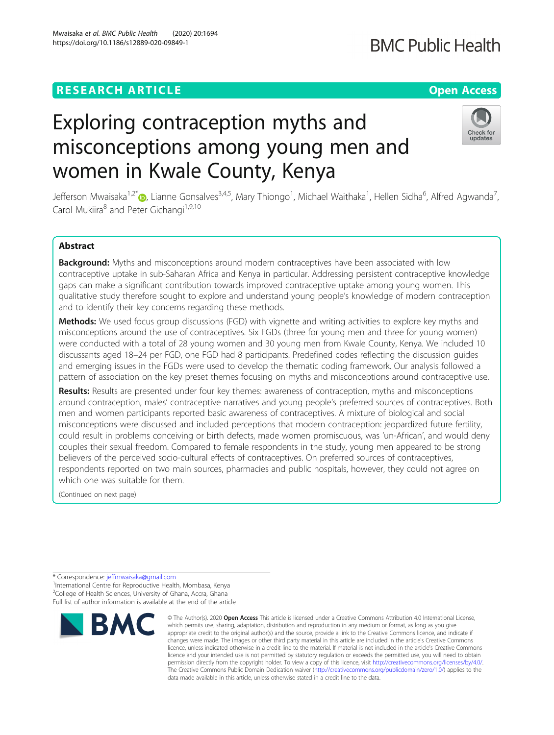RESEARCH ARTICLE

Open Access

# Exploring contraception myths and misconceptions among young men and women in Kwale County, Kenya

Jefferson Mwaisaka[1,2*], Lianne Gonsalves[3,4,5], Mary Thiongo[1], Michael Waithaka[1], Hellen Sidha[6], Alfred Agwanda[7], Carol Mukiira[8] and Peter Gichangi[1,9,10]

## Abstract

**Background:** Myths and misconceptions around modern contraceptives have been associated with low contraceptive uptake in sub-Saharan Africa and Kenya in particular. Addressing persistent contraceptive knowledge gaps can make a significant contribution towards improved contraceptive uptake among young women. This qualitative study therefore sought to explore and understand young people's knowledge of modern contraception and to identify their key concerns regarding these methods.

**Methods:** We used focus group discussions (FGD) with vignette and writing activities to explore key myths and misconceptions around the use of contraceptives. Six FGDs (three for young men and three for young women) were conducted with a total of 28 young women and 30 young men from Kwale County, Kenya. We included 10 discussants aged 18–24 per FGD, one FGD had 8 participants. Predefined codes reflecting the discussion guides and emerging issues in the FGDs were used to develop the thematic coding framework. Our analysis followed a pattern of association on the key preset themes focusing on myths and misconceptions around contraceptive use.

**Results:** Results are presented under four key themes: awareness of contraception, myths and misconceptions around contraception, males' contraceptive narratives and young people's preferred sources of contraceptives. Both men and women participants reported basic awareness of contraceptives. A mixture of biological and social misconceptions were discussed and included perceptions that modern contraception: jeopardized future fertility, could result in problems conceiving or birth defects, made women promiscuous, was 'un-African', and would deny couples their sexual freedom. Compared to female respondents in the study, young men appeared to be strong believers of the perceived socio-cultural effects of contraceptives. On preferred sources of contraceptives, respondents reported on two main sources, pharmacies and public hospitals, however, they could not agree on which one was suitable for them.

(Continued on next page)

* Correspondence: jeffmwaisaka@gmail.com
[1]International Centre for Reproductive Health, Mombasa, Kenya
[2]College of Health Sciences, University of Ghana, Accra, Ghana
Full list of author information is available at the end of the article

© The Author(s). 2020 **Open Access** This article is licensed under a Creative Commons Attribution 4.0 International License, which permits use, sharing, adaptation, distribution and reproduction in any medium or format, as long as you give appropriate credit to the original author(s) and the source, provide a link to the Creative Commons licence, and indicate if changes were made. The images or other third party material in this article are included in the article's Creative Commons licence, unless indicated otherwise in a credit line to the material. If material is not included in the article's Creative Commons licence and your intended use is not permitted by statutory regulation or exceeds the permitted use, you will need to obtain permission directly from the copyright holder. To view a copy of this licence, visit http://creativecommons.org/licenses/by/4.0/. The Creative Commons Public Domain Dedication waiver (http://creativecommons.org/publicdomain/zero/1.0/) applies to the data made available in this article, unless otherwise stated in a credit line to the data.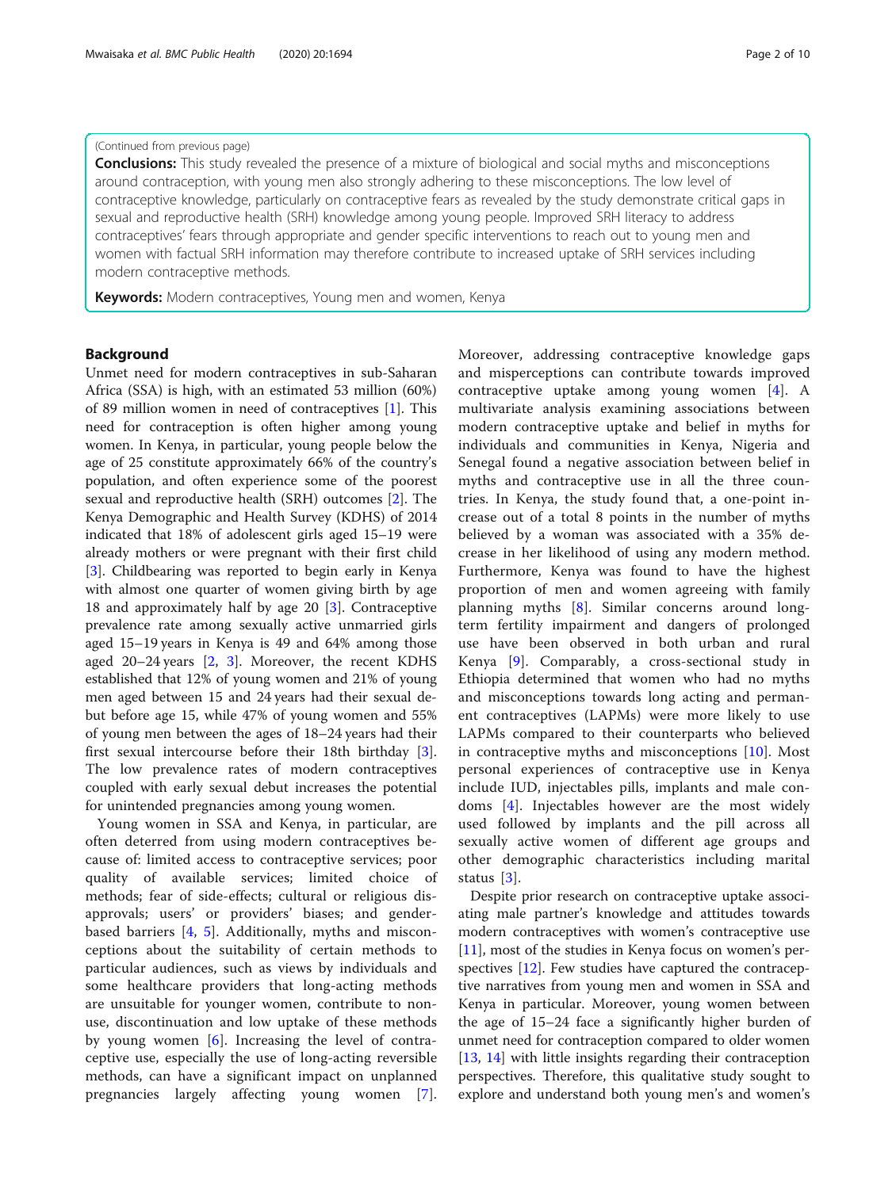(Continued from previous page)

**Conclusions:** This study revealed the presence of a mixture of biological and social myths and misconceptions around contraception, with young men also strongly adhering to these misconceptions. The low level of contraceptive knowledge, particularly on contraceptive fears as revealed by the study demonstrate critical gaps in sexual and reproductive health (SRH) knowledge among young people. Improved SRH literacy to address contraceptives' fears through appropriate and gender specific interventions to reach out to young men and women with factual SRH information may therefore contribute to increased uptake of SRH services including modern contraceptive methods.

**Keywords:** Modern contraceptives, Young men and women, Kenya

## Background

Unmet need for modern contraceptives in sub-Saharan Africa (SSA) is high, with an estimated 53 million (60%) of 89 million women in need of contraceptives [1]. This need for contraception is often higher among young women. In Kenya, in particular, young people below the age of 25 constitute approximately 66% of the country's population, and often experience some of the poorest sexual and reproductive health (SRH) outcomes [2]. The Kenya Demographic and Health Survey (KDHS) of 2014 indicated that 18% of adolescent girls aged 15–19 were already mothers or were pregnant with their first child [3]. Childbearing was reported to begin early in Kenya with almost one quarter of women giving birth by age 18 and approximately half by age 20 [3]. Contraceptive prevalence rate among sexually active unmarried girls aged 15–19 years in Kenya is 49 and 64% among those aged 20–24 years [2, 3]. Moreover, the recent KDHS established that 12% of young women and 21% of young men aged between 15 and 24 years had their sexual debut before age 15, while 47% of young women and 55% of young men between the ages of 18–24 years had their first sexual intercourse before their 18th birthday [3]. The low prevalence rates of modern contraceptives coupled with early sexual debut increases the potential for unintended pregnancies among young women.

Young women in SSA and Kenya, in particular, are often deterred from using modern contraceptives because of: limited access to contraceptive services; poor quality of available services; limited choice of methods; fear of side-effects; cultural or religious disapprovals; users' or providers' biases; and gender-based barriers [4, 5]. Additionally, myths and misconceptions about the suitability of certain methods to particular audiences, such as views by individuals and some healthcare providers that long-acting methods are unsuitable for younger women, contribute to non-use, discontinuation and low uptake of these methods by young women [6]. Increasing the level of contraceptive use, especially the use of long-acting reversible methods, can have a significant impact on unplanned pregnancies largely affecting young women [7]. Moreover, addressing contraceptive knowledge gaps and misperceptions can contribute towards improved contraceptive uptake among young women [4]. A multivariate analysis examining associations between modern contraceptive uptake and belief in myths for individuals and communities in Kenya, Nigeria and Senegal found a negative association between belief in myths and contraceptive use in all the three countries. In Kenya, the study found that, a one-point increase out of a total 8 points in the number of myths believed by a woman was associated with a 35% decrease in her likelihood of using any modern method. Furthermore, Kenya was found to have the highest proportion of men and women agreeing with family planning myths [8]. Similar concerns around long-term fertility impairment and dangers of prolonged use have been observed in both urban and rural Kenya [9]. Comparably, a cross-sectional study in Ethiopia determined that women who had no myths and misconceptions towards long acting and permanent contraceptives (LAPMs) were more likely to use LAPMs compared to their counterparts who believed in contraceptive myths and misconceptions [10]. Most personal experiences of contraceptive use in Kenya include IUD, injectables pills, implants and male condoms [4]. Injectables however are the most widely used followed by implants and the pill across all sexually active women of different age groups and other demographic characteristics including marital status [3].

Despite prior research on contraceptive uptake associating male partner's knowledge and attitudes towards modern contraceptives with women's contraceptive use [11], most of the studies in Kenya focus on women's perspectives [12]. Few studies have captured the contraceptive narratives from young men and women in SSA and Kenya in particular. Moreover, young women between the age of 15–24 face a significantly higher burden of unmet need for contraception compared to older women [13, 14] with little insights regarding their contraception perspectives. Therefore, this qualitative study sought to explore and understand both young men's and women's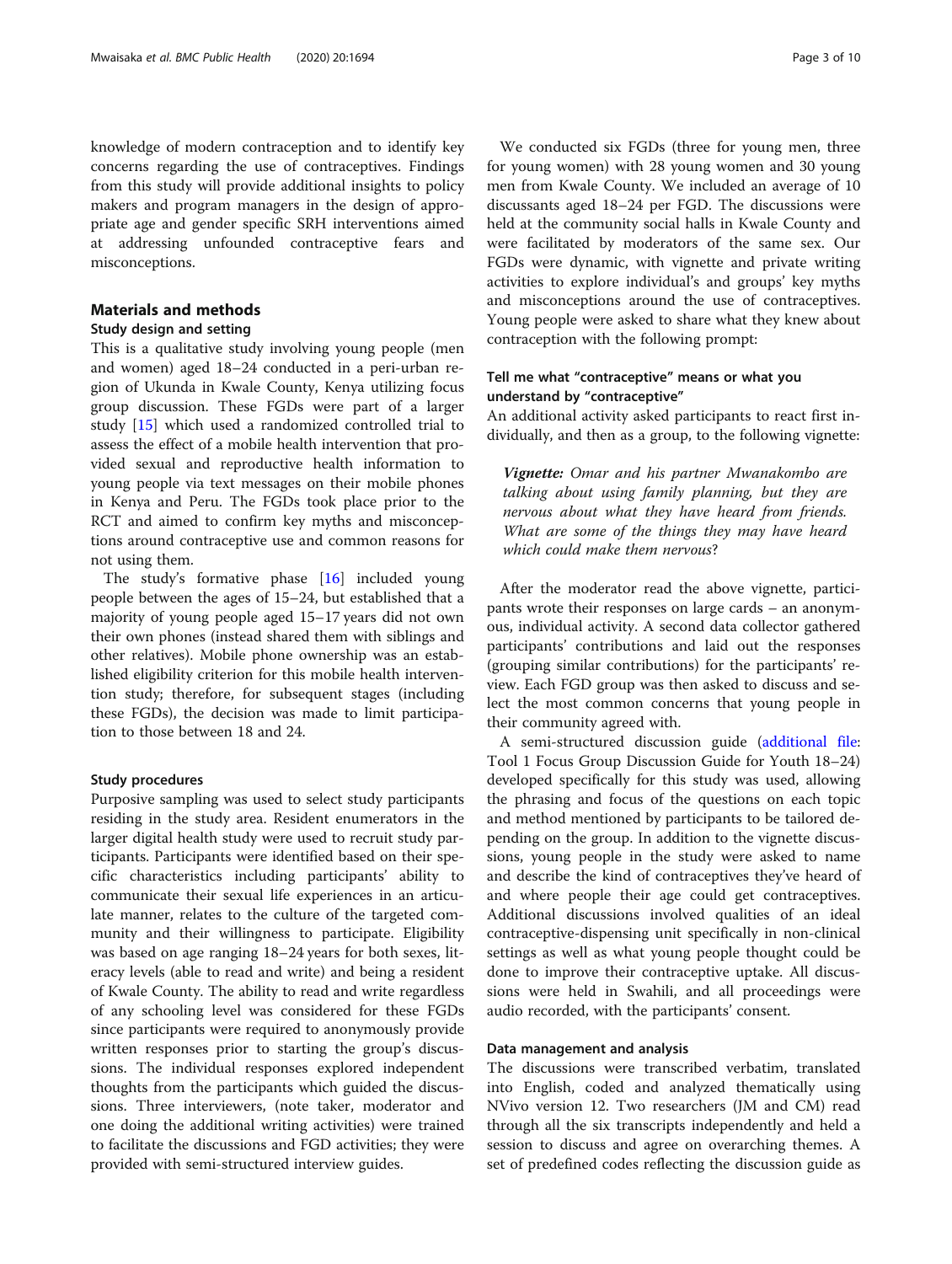knowledge of modern contraception and to identify key concerns regarding the use of contraceptives. Findings from this study will provide additional insights to policy makers and program managers in the design of appropriate age and gender specific SRH interventions aimed at addressing unfounded contraceptive fears and misconceptions.

## Materials and methods

### Study design and setting

This is a qualitative study involving young people (men and women) aged 18–24 conducted in a peri-urban region of Ukunda in Kwale County, Kenya utilizing focus group discussion. These FGDs were part of a larger study [15] which used a randomized controlled trial to assess the effect of a mobile health intervention that provided sexual and reproductive health information to young people via text messages on their mobile phones in Kenya and Peru. The FGDs took place prior to the RCT and aimed to confirm key myths and misconceptions around contraceptive use and common reasons for not using them.

The study's formative phase [16] included young people between the ages of 15–24, but established that a majority of young people aged 15–17 years did not own their own phones (instead shared them with siblings and other relatives). Mobile phone ownership was an established eligibility criterion for this mobile health intervention study; therefore, for subsequent stages (including these FGDs), the decision was made to limit participation to those between 18 and 24.

### Study procedures

Purposive sampling was used to select study participants residing in the study area. Resident enumerators in the larger digital health study were used to recruit study participants. Participants were identified based on their specific characteristics including participants' ability to communicate their sexual life experiences in an articulate manner, relates to the culture of the targeted community and their willingness to participate. Eligibility was based on age ranging 18–24 years for both sexes, literacy levels (able to read and write) and being a resident of Kwale County. The ability to read and write regardless of any schooling level was considered for these FGDs since participants were required to anonymously provide written responses prior to starting the group's discussions. The individual responses explored independent thoughts from the participants which guided the discussions. Three interviewers, (note taker, moderator and one doing the additional writing activities) were trained to facilitate the discussions and FGD activities; they were provided with semi-structured interview guides.

We conducted six FGDs (three for young men, three for young women) with 28 young women and 30 young men from Kwale County. We included an average of 10 discussants aged 18–24 per FGD. The discussions were held at the community social halls in Kwale County and were facilitated by moderators of the same sex. Our FGDs were dynamic, with vignette and private writing activities to explore individual's and groups' key myths and misconceptions around the use of contraceptives. Young people were asked to share what they knew about contraception with the following prompt:

#### Tell me what "contraceptive" means or what you understand by "contraceptive"

An additional activity asked participants to react first individually, and then as a group, to the following vignette:

> ***Vignette:*** *Omar and his partner Mwanakombo are talking about using family planning, but they are nervous about what they have heard from friends. What are some of the things they may have heard which could make them nervous?*

After the moderator read the above vignette, participants wrote their responses on large cards – an anonymous, individual activity. A second data collector gathered participants' contributions and laid out the responses (grouping similar contributions) for the participants' review. Each FGD group was then asked to discuss and select the most common concerns that young people in their community agreed with.

A semi-structured discussion guide (additional file: Tool 1 Focus Group Discussion Guide for Youth 18–24) developed specifically for this study was used, allowing the phrasing and focus of the questions on each topic and method mentioned by participants to be tailored depending on the group. In addition to the vignette discussions, young people in the study were asked to name and describe the kind of contraceptives they've heard of and where people their age could get contraceptives. Additional discussions involved qualities of an ideal contraceptive-dispensing unit specifically in non-clinical settings as well as what young people thought could be done to improve their contraceptive uptake. All discussions were held in Swahili, and all proceedings were audio recorded, with the participants' consent.

### Data management and analysis

The discussions were transcribed verbatim, translated into English, coded and analyzed thematically using NVivo version 12. Two researchers (JM and CM) read through all the six transcripts independently and held a session to discuss and agree on overarching themes. A set of predefined codes reflecting the discussion guide as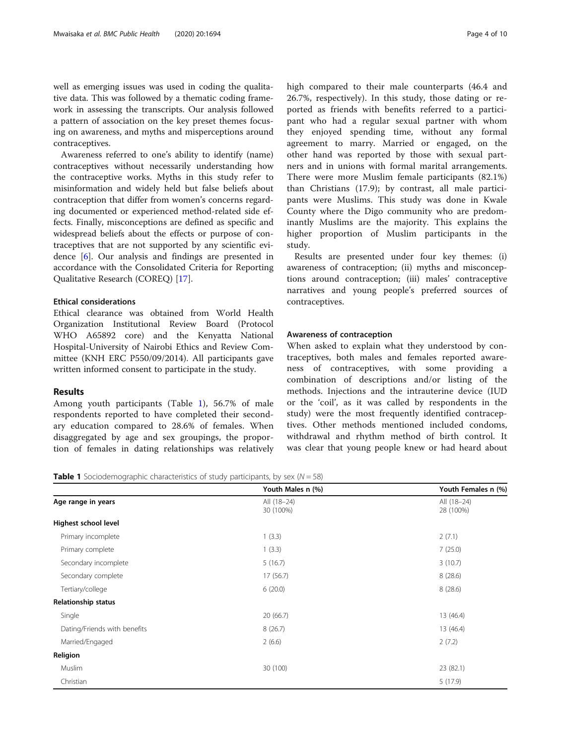well as emerging issues was used in coding the qualitative data. This was followed by a thematic coding framework in assessing the transcripts. Our analysis followed a pattern of association on the key preset themes focusing on awareness, and myths and misperceptions around contraceptives.

Awareness referred to one's ability to identify (name) contraceptives without necessarily understanding how the contraceptive works. Myths in this study refer to misinformation and widely held but false beliefs about contraception that differ from women's concerns regarding documented or experienced method-related side effects. Finally, misconceptions are defined as specific and widespread beliefs about the effects or purpose of contraceptives that are not supported by any scientific evidence [6]. Our analysis and findings are presented in accordance with the Consolidated Criteria for Reporting Qualitative Research (COREQ) [17].

### Ethical considerations

Ethical clearance was obtained from World Health Organization Institutional Review Board (Protocol WHO A65892 core) and the Kenyatta National Hospital-University of Nairobi Ethics and Review Committee (KNH ERC P550/09/2014). All participants gave written informed consent to participate in the study.

## Results

Among youth participants (Table 1), 56.7% of male respondents reported to have completed their secondary education compared to 28.6% of females. When disaggregated by age and sex groupings, the proportion of females in dating relationships was relatively high compared to their male counterparts (46.4 and 26.7%, respectively). In this study, those dating or reported as friends with benefits referred to a participant who had a regular sexual partner with whom they enjoyed spending time, without any formal agreement to marry. Married or engaged, on the other hand was reported by those with sexual partners and in unions with formal marital arrangements. There were more Muslim female participants (82.1%) than Christians (17.9); by contrast, all male participants were Muslims. This study was done in Kwale County where the Digo community who are predominantly Muslims are the majority. This explains the higher proportion of Muslim participants in the study.

Results are presented under four key themes: (i) awareness of contraception; (ii) myths and misconceptions around contraception; (iii) males' contraceptive narratives and young people's preferred sources of contraceptives.

### Awareness of contraception

When asked to explain what they understood by contraceptives, both males and females reported awareness of contraceptives, with some providing a combination of descriptions and/or listing of the methods. Injections and the intrauterine device (IUD or the 'coil', as it was called by respondents in the study) were the most frequently identified contraceptives. Other methods mentioned included condoms, withdrawal and rhythm method of birth control. It was clear that young people knew or had heard about

**Table 1** Sociodemographic characteristics of study participants, by sex ($N = 58$)

| | Youth Males n (%) | Youth Females n (%) |
|---|---|---|
| **Age range in years** | All (18–24) 30 (100%) | All (18–24) 28 (100%) |
| **Highest school level** | | |
| Primary incomplete | 1 (3.3) | 2 (7.1) |
| Primary complete | 1 (3.3) | 7 (25.0) |
| Secondary incomplete | 5 (16.7) | 3 (10.7) |
| Secondary complete | 17 (56.7) | 8 (28.6) |
| Tertiary/college | 6 (20.0) | 8 (28.6) |
| **Relationship status** | | |
| Single | 20 (66.7) | 13 (46.4) |
| Dating/Friends with benefits | 8 (26.7) | 13 (46.4) |
| Married/Engaged | 2 (6.6) | 2 (7.2) |
| **Religion** | | |
| Muslim | 30 (100) | 23 (82.1) |
| Christian | | 5 (17.9) |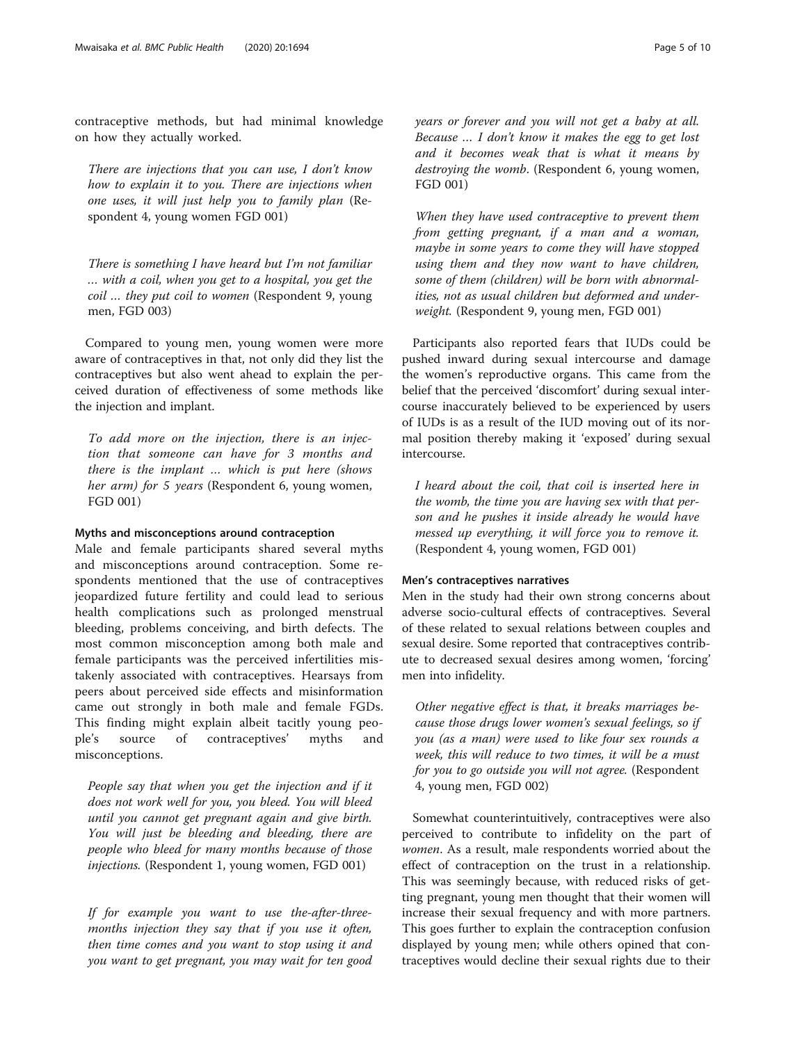contraceptive methods, but had minimal knowledge on how they actually worked.

> *There are injections that you can use, I don't know how to explain it to you. There are injections when one uses, it will just help you to family plan* (Respondent 4, young women FGD 001)

> *There is something I have heard but I'm not familiar … with a coil, when you get to a hospital, you get the coil … they put coil to women* (Respondent 9, young men, FGD 003)

Compared to young men, young women were more aware of contraceptives in that, not only did they list the contraceptives but also went ahead to explain the perceived duration of effectiveness of some methods like the injection and implant.

> *To add more on the injection, there is an injection that someone can have for 3 months and there is the implant … which is put here (shows her arm) for 5 years* (Respondent 6, young women, FGD 001)

#### Myths and misconceptions around contraception

Male and female participants shared several myths and misconceptions around contraception. Some respondents mentioned that the use of contraceptives jeopardized future fertility and could lead to serious health complications such as prolonged menstrual bleeding, problems conceiving, and birth defects. The most common misconception among both male and female participants was the perceived infertilities mistakenly associated with contraceptives. Hearsays from peers about perceived side effects and misinformation came out strongly in both male and female FGDs. This finding might explain albeit tacitly young people's source of contraceptives' myths and misconceptions.

> *People say that when you get the injection and if it does not work well for you, you bleed. You will bleed until you cannot get pregnant again and give birth. You will just be bleeding and bleeding, there are people who bleed for many months because of those injections.* (Respondent 1, young women, FGD 001)

> *If for example you want to use the-after-three-months injection they say that if you use it often, then time comes and you want to stop using it and you want to get pregnant, you may wait for ten good years or forever and you will not get a baby at all. Because … I don't know it makes the egg to get lost and it becomes weak that is what it means by destroying the womb.* (Respondent 6, young women, FGD 001)

> *When they have used contraceptive to prevent them from getting pregnant, if a man and a woman, maybe in some years to come they will have stopped using them and they now want to have children, some of them (children) will be born with abnormalities, not as usual children but deformed and underweight.* (Respondent 9, young men, FGD 001)

Participants also reported fears that IUDs could be pushed inward during sexual intercourse and damage the women's reproductive organs. This came from the belief that the perceived 'discomfort' during sexual intercourse inaccurately believed to be experienced by users of IUDs is as a result of the IUD moving out of its normal position thereby making it 'exposed' during sexual intercourse.

> *I heard about the coil, that coil is inserted here in the womb, the time you are having sex with that person and he pushes it inside already he would have messed up everything, it will force you to remove it.* (Respondent 4, young women, FGD 001)

#### Men's contraceptives narratives

Men in the study had their own strong concerns about adverse socio-cultural effects of contraceptives. Several of these related to sexual relations between couples and sexual desire. Some reported that contraceptives contribute to decreased sexual desires among women, 'forcing' men into infidelity.

> *Other negative effect is that, it breaks marriages because those drugs lower women's sexual feelings, so if you (as a man) were used to like four sex rounds a week, this will reduce to two times, it will be a must for you to go outside you will not agree.* (Respondent 4, young men, FGD 002)

Somewhat counterintuitively, contraceptives were also perceived to contribute to infidelity on the part of *women*. As a result, male respondents worried about the effect of contraception on the trust in a relationship. This was seemingly because, with reduced risks of getting pregnant, young men thought that their women will increase their sexual frequency and with more partners. This goes further to explain the contraception confusion displayed by young men; while others opined that contraceptives would decline their sexual rights due to their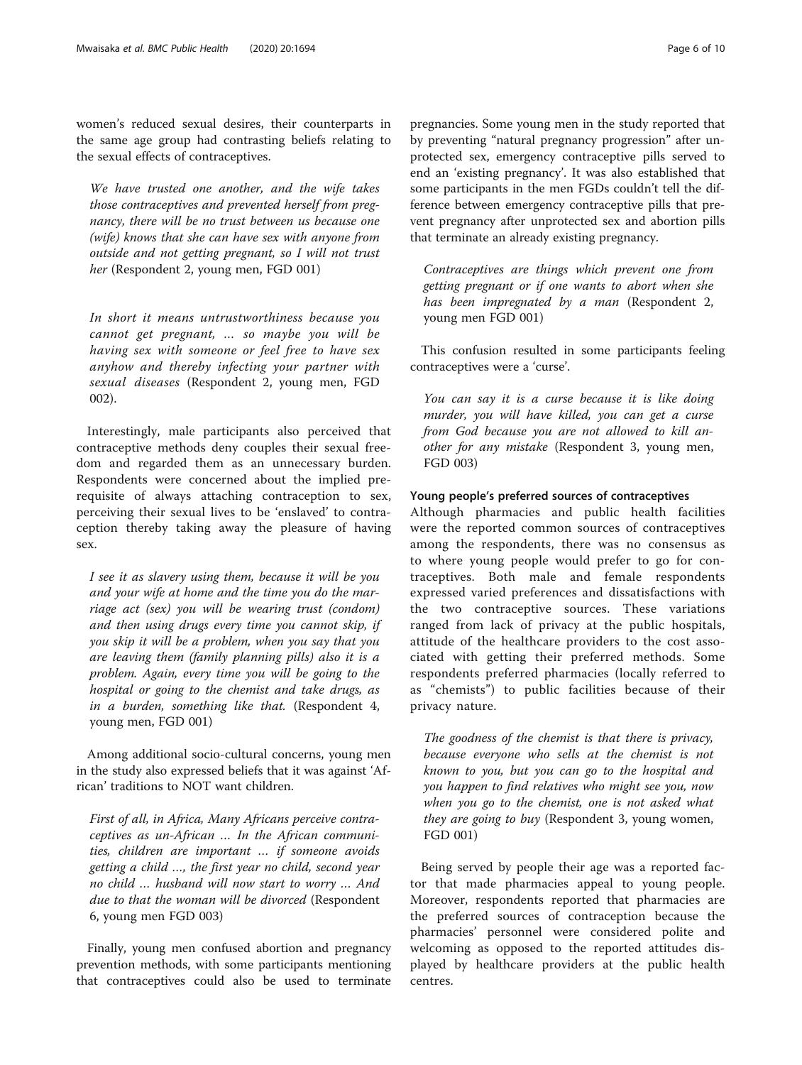women's reduced sexual desires, their counterparts in the same age group had contrasting beliefs relating to the sexual effects of contraceptives.

> *We have trusted one another, and the wife takes those contraceptives and prevented herself from pregnancy, there will be no trust between us because one (wife) knows that she can have sex with anyone from outside and not getting pregnant, so I will not trust her* (Respondent 2, young men, FGD 001)

> *In short it means untrustworthiness because you cannot get pregnant, … so maybe you will be having sex with someone or feel free to have sex anyhow and thereby infecting your partner with sexual diseases* (Respondent 2, young men, FGD 002).

Interestingly, male participants also perceived that contraceptive methods deny couples their sexual freedom and regarded them as an unnecessary burden. Respondents were concerned about the implied prerequisite of always attaching contraception to sex, perceiving their sexual lives to be 'enslaved' to contraception thereby taking away the pleasure of having sex.

> *I see it as slavery using them, because it will be you and your wife at home and the time you do the marriage act (sex) you will be wearing trust (condom) and then using drugs every time you cannot skip, if you skip it will be a problem, when you say that you are leaving them (family planning pills) also it is a problem. Again, every time you will be going to the hospital or going to the chemist and take drugs, as in a burden, something like that.* (Respondent 4, young men, FGD 001)

Among additional socio-cultural concerns, young men in the study also expressed beliefs that it was against 'African' traditions to NOT want children.

> *First of all, in Africa, Many Africans perceive contraceptives as un-African … In the African communities, children are important … if someone avoids getting a child …, the first year no child, second year no child … husband will now start to worry … And due to that the woman will be divorced* (Respondent 6, young men FGD 003)

Finally, young men confused abortion and pregnancy prevention methods, with some participants mentioning that contraceptives could also be used to terminate pregnancies. Some young men in the study reported that by preventing "natural pregnancy progression" after unprotected sex, emergency contraceptive pills served to end an 'existing pregnancy'. It was also established that some participants in the men FGDs couldn't tell the difference between emergency contraceptive pills that prevent pregnancy after unprotected sex and abortion pills that terminate an already existing pregnancy.

> *Contraceptives are things which prevent one from getting pregnant or if one wants to abort when she has been impregnated by a man* (Respondent 2, young men FGD 001)

This confusion resulted in some participants feeling contraceptives were a 'curse'.

> *You can say it is a curse because it is like doing murder, you will have killed, you can get a curse from God because you are not allowed to kill another for any mistake* (Respondent 3, young men, FGD 003)

#### Young people's preferred sources of contraceptives

Although pharmacies and public health facilities were the reported common sources of contraceptives among the respondents, there was no consensus as to where young people would prefer to go for contraceptives. Both male and female respondents expressed varied preferences and dissatisfactions with the two contraceptive sources. These variations ranged from lack of privacy at the public hospitals, attitude of the healthcare providers to the cost associated with getting their preferred methods. Some respondents preferred pharmacies (locally referred to as "chemists") to public facilities because of their privacy nature.

> *The goodness of the chemist is that there is privacy, because everyone who sells at the chemist is not known to you, but you can go to the hospital and you happen to find relatives who might see you, now when you go to the chemist, one is not asked what they are going to buy* (Respondent 3, young women, FGD 001)

Being served by people their age was a reported factor that made pharmacies appeal to young people. Moreover, respondents reported that pharmacies are the preferred sources of contraception because the pharmacies' personnel were considered polite and welcoming as opposed to the reported attitudes displayed by healthcare providers at the public health centres.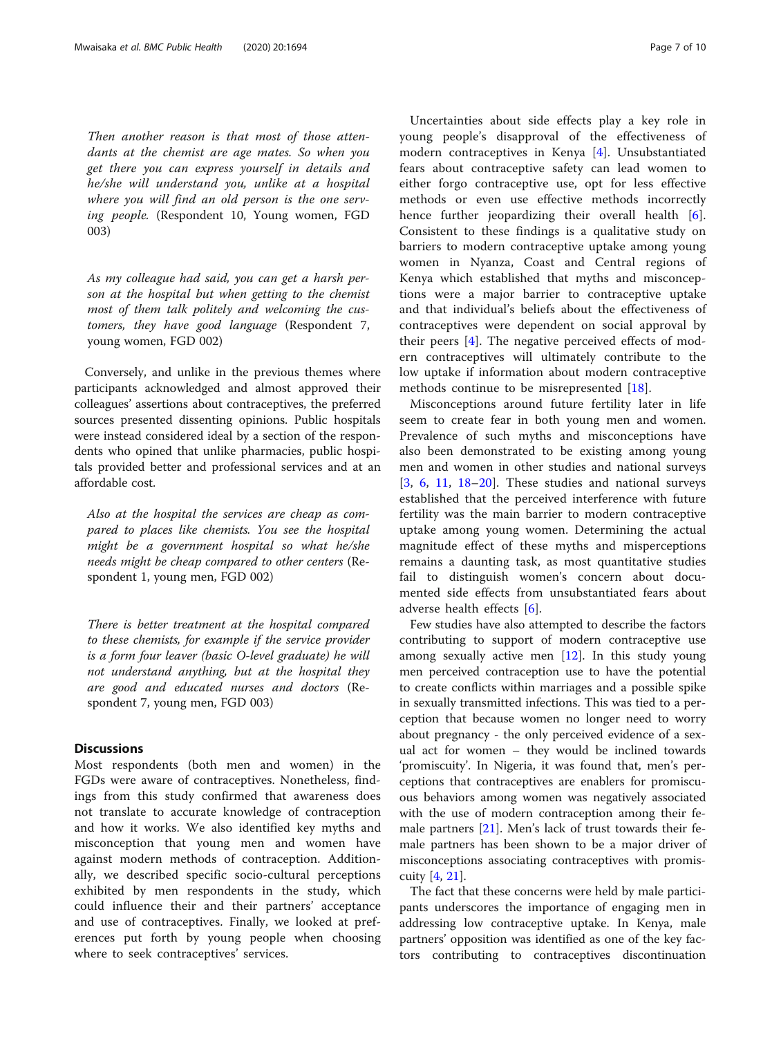*Then another reason is that most of those attendants at the chemist are age mates. So when you get there you can express yourself in details and he/she will understand you, unlike at a hospital where you will find an old person is the one serving people.* (Respondent 10, Young women, FGD 003)

*As my colleague had said, you can get a harsh person at the hospital but when getting to the chemist most of them talk politely and welcoming the customers, they have good language* (Respondent 7, young women, FGD 002)

Conversely, and unlike in the previous themes where participants acknowledged and almost approved their colleagues' assertions about contraceptives, the preferred sources presented dissenting opinions. Public hospitals were instead considered ideal by a section of the respondents who opined that unlike pharmacies, public hospitals provided better and professional services and at an affordable cost.

*Also at the hospital the services are cheap as compared to places like chemists. You see the hospital might be a government hospital so what he/she needs might be cheap compared to other centers* (Respondent 1, young men, FGD 002)

*There is better treatment at the hospital compared to these chemists, for example if the service provider is a form four leaver (basic O-level graduate) he will not understand anything, but at the hospital they are good and educated nurses and doctors* (Respondent 7, young men, FGD 003)

## Discussions

Most respondents (both men and women) in the FGDs were aware of contraceptives. Nonetheless, findings from this study confirmed that awareness does not translate to accurate knowledge of contraception and how it works. We also identified key myths and misconception that young men and women have against modern methods of contraception. Additionally, we described specific socio-cultural perceptions exhibited by men respondents in the study, which could influence their and their partners' acceptance and use of contraceptives. Finally, we looked at preferences put forth by young people when choosing where to seek contraceptives' services.

Uncertainties about side effects play a key role in young people's disapproval of the effectiveness of modern contraceptives in Kenya [4]. Unsubstantiated fears about contraceptive safety can lead women to either forgo contraceptive use, opt for less effective methods or even use effective methods incorrectly hence further jeopardizing their overall health [6]. Consistent to these findings is a qualitative study on barriers to modern contraceptive uptake among young women in Nyanza, Coast and Central regions of Kenya which established that myths and misconceptions were a major barrier to contraceptive uptake and that individual's beliefs about the effectiveness of contraceptives were dependent on social approval by their peers [4]. The negative perceived effects of modern contraceptives will ultimately contribute to the low uptake if information about modern contraceptive methods continue to be misrepresented [18].

Misconceptions around future fertility later in life seem to create fear in both young men and women. Prevalence of such myths and misconceptions have also been demonstrated to be existing among young men and women in other studies and national surveys [3, 6, 11, 18–20]. These studies and national surveys established that the perceived interference with future fertility was the main barrier to modern contraceptive uptake among young women. Determining the actual magnitude effect of these myths and misperceptions remains a daunting task, as most quantitative studies fail to distinguish women's concern about documented side effects from unsubstantiated fears about adverse health effects [6].

Few studies have also attempted to describe the factors contributing to support of modern contraceptive use among sexually active men [12]. In this study young men perceived contraception use to have the potential to create conflicts within marriages and a possible spike in sexually transmitted infections. This was tied to a perception that because women no longer need to worry about pregnancy - the only perceived evidence of a sexual act for women – they would be inclined towards 'promiscuity'. In Nigeria, it was found that, men's perceptions that contraceptives are enablers for promiscuous behaviors among women was negatively associated with the use of modern contraception among their female partners [21]. Men's lack of trust towards their female partners has been shown to be a major driver of misconceptions associating contraceptives with promiscuity [4, 21].

The fact that these concerns were held by male participants underscores the importance of engaging men in addressing low contraceptive uptake. In Kenya, male partners' opposition was identified as one of the key factors contributing to contraceptives discontinuation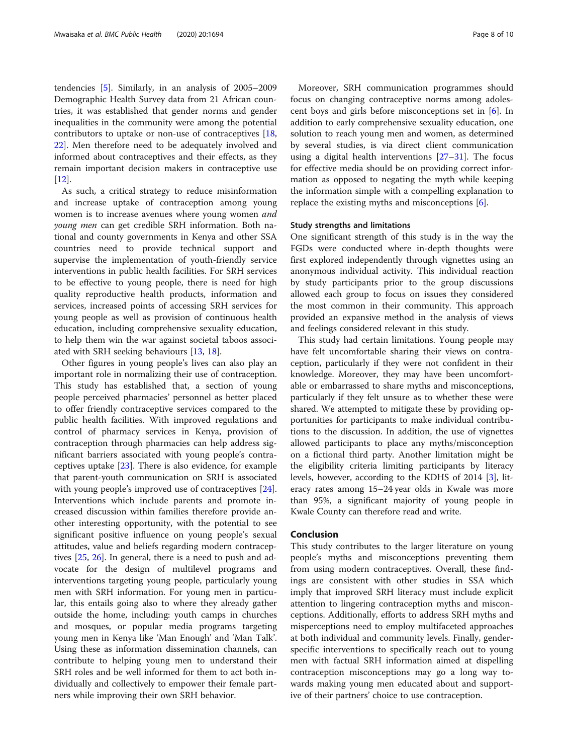tendencies [5]. Similarly, in an analysis of 2005–2009 Demographic Health Survey data from 21 African countries, it was established that gender norms and gender inequalities in the community were among the potential contributors to uptake or non-use of contraceptives [18, 22]. Men therefore need to be adequately involved and informed about contraceptives and their effects, as they remain important decision makers in contraceptive use [12].

As such, a critical strategy to reduce misinformation and increase uptake of contraception among young women is to increase avenues where young women *and young men* can get credible SRH information. Both national and county governments in Kenya and other SSA countries need to provide technical support and supervise the implementation of youth-friendly service interventions in public health facilities. For SRH services to be effective to young people, there is need for high quality reproductive health products, information and services, increased points of accessing SRH services for young people as well as provision of continuous health education, including comprehensive sexuality education, to help them win the war against societal taboos associated with SRH seeking behaviours [13, 18].

Other figures in young people's lives can also play an important role in normalizing their use of contraception. This study has established that, a section of young people perceived pharmacies' personnel as better placed to offer friendly contraceptive services compared to the public health facilities. With improved regulations and control of pharmacy services in Kenya, provision of contraception through pharmacies can help address significant barriers associated with young people's contraceptives uptake [23]. There is also evidence, for example that parent-youth communication on SRH is associated with young people's improved use of contraceptives [24]. Interventions which include parents and promote increased discussion within families therefore provide another interesting opportunity, with the potential to see significant positive influence on young people's sexual attitudes, value and beliefs regarding modern contraceptives [25, 26]. In general, there is a need to push and advocate for the design of multilevel programs and interventions targeting young people, particularly young men with SRH information. For young men in particular, this entails going also to where they already gather outside the home, including: youth camps in churches and mosques, or popular media programs targeting young men in Kenya like 'Man Enough' and 'Man Talk'. Using these as information dissemination channels, can contribute to helping young men to understand their SRH roles and be well informed for them to act both individually and collectively to empower their female partners while improving their own SRH behavior.

Moreover, SRH communication programmes should focus on changing contraceptive norms among adolescent boys and girls before misconceptions set in [6]. In addition to early comprehensive sexuality education, one solution to reach young men and women, as determined by several studies, is via direct client communication using a digital health interventions [27–31]. The focus for effective media should be on providing correct information as opposed to negating the myth while keeping the information simple with a compelling explanation to replace the existing myths and misconceptions [6].

### Study strengths and limitations

One significant strength of this study is in the way the FGDs were conducted where in-depth thoughts were first explored independently through vignettes using an anonymous individual activity. This individual reaction by study participants prior to the group discussions allowed each group to focus on issues they considered the most common in their community. This approach provided an expansive method in the analysis of views and feelings considered relevant in this study.

This study had certain limitations. Young people may have felt uncomfortable sharing their views on contraception, particularly if they were not confident in their knowledge. Moreover, they may have been uncomfortable or embarrassed to share myths and misconceptions, particularly if they felt unsure as to whether these were shared. We attempted to mitigate these by providing opportunities for participants to make individual contributions to the discussion. In addition, the use of vignettes allowed participants to place any myths/misconception on a fictional third party. Another limitation might be the eligibility criteria limiting participants by literacy levels, however, according to the KDHS of 2014 [3], literacy rates among 15–24 year olds in Kwale was more than 95%, a significant majority of young people in Kwale County can therefore read and write.

## Conclusion

This study contributes to the larger literature on young people's myths and misconceptions preventing them from using modern contraceptives. Overall, these findings are consistent with other studies in SSA which imply that improved SRH literacy must include explicit attention to lingering contraception myths and misconceptions. Additionally, efforts to address SRH myths and misperceptions need to employ multifaceted approaches at both individual and community levels. Finally, gender-specific interventions to specifically reach out to young men with factual SRH information aimed at dispelling contraception misconceptions may go a long way towards making young men educated about and supportive of their partners' choice to use contraception.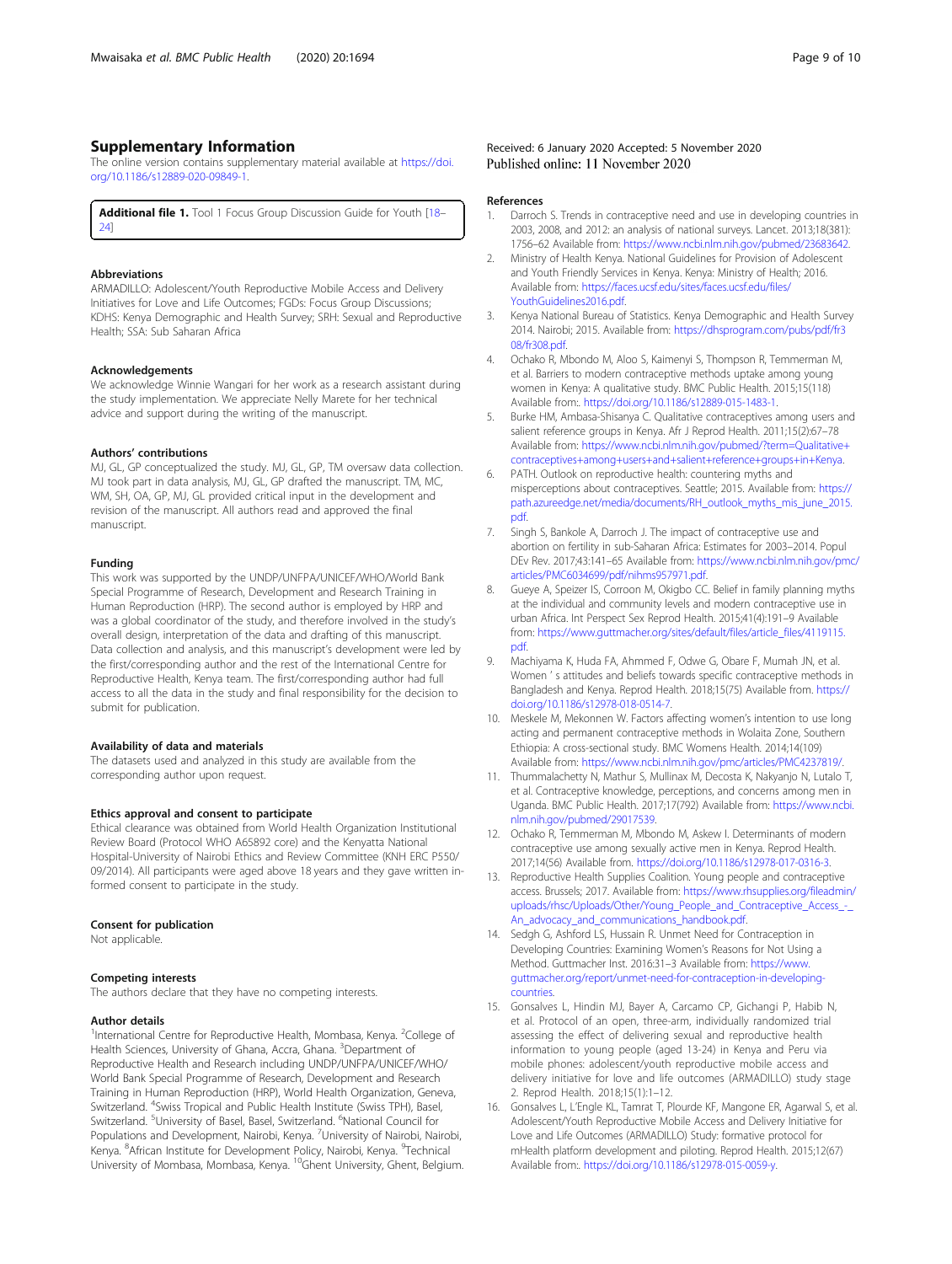## Supplementary Information

The online version contains supplementary material available at https://doi.org/10.1186/s12889-020-09849-1.

**Additional file 1.** Tool 1 Focus Group Discussion Guide for Youth [18–24]

### Abbreviations

ARMADILLO: Adolescent/Youth Reproductive Mobile Access and Delivery Initiatives for Love and Life Outcomes; FGDs: Focus Group Discussions; KDHS: Kenya Demographic and Health Survey; SRH: Sexual and Reproductive Health; SSA: Sub Saharan Africa

### Acknowledgements

We acknowledge Winnie Wangari for her work as a research assistant during the study implementation. We appreciate Nelly Marete for her technical advice and support during the writing of the manuscript.

### Authors' contributions

MJ, GL, GP conceptualized the study. MJ, GL, GP, TM oversaw data collection. MJ took part in data analysis, MJ, GL, GP drafted the manuscript. TM, MC, WM, SH, OA, GP, MJ, GL provided critical input in the development and revision of the manuscript. All authors read and approved the final manuscript.

### Funding

This work was supported by the UNDP/UNFPA/UNICEF/WHO/World Bank Special Programme of Research, Development and Research Training in Human Reproduction (HRP). The second author is employed by HRP and was a global coordinator of the study, and therefore involved in the study's overall design, interpretation of the data and drafting of this manuscript. Data collection and analysis, and this manuscript's development were led by the first/corresponding author and the rest of the International Centre for Reproductive Health, Kenya team. The first/corresponding author had full access to all the data in the study and final responsibility for the decision to submit for publication.

### Availability of data and materials

The datasets used and analyzed in this study are available from the corresponding author upon request.

### Ethics approval and consent to participate

Ethical clearance was obtained from World Health Organization Institutional Review Board (Protocol WHO A65892 core) and the Kenyatta National Hospital-University of Nairobi Ethics and Review Committee (KNH ERC P550/09/2014). All participants were aged above 18 years and they gave written informed consent to participate in the study.

### Consent for publication

Not applicable.

### Competing interests

The authors declare that they have no competing interests.

### Author details

[1]International Centre for Reproductive Health, Mombasa, Kenya. [2]College of Health Sciences, University of Ghana, Accra, Ghana. [3]Department of Reproductive Health and Research including UNDP/UNFPA/UNICEF/WHO/World Bank Special Programme of Research, Development and Research Training in Human Reproduction (HRP), World Health Organization, Geneva, Switzerland. [4]Swiss Tropical and Public Health Institute (Swiss TPH), Basel, Switzerland. [5]University of Basel, Basel, Switzerland. [6]National Council for Populations and Development, Nairobi, Kenya. [7]University of Nairobi, Nairobi, Kenya. [8]African Institute for Development Policy, Nairobi, Kenya. [9]Technical University of Mombasa, Mombasa, Kenya. [10]Ghent University, Ghent, Belgium.

Received: 6 January 2020 Accepted: 5 November 2020
Published online: 11 November 2020

### References

1. Darroch S. Trends in contraceptive need and use in developing countries in 2003, 2008, and 2012: an analysis of national surveys. Lancet. 2013;18(381):1756–62 Available from: https://www.ncbi.nlm.nih.gov/pubmed/23683642.
2. Ministry of Health Kenya. National Guidelines for Provision of Adolescent and Youth Friendly Services in Kenya. Kenya: Ministry of Health; 2016. Available from: https://faces.ucsf.edu/sites/faces.ucsf.edu/files/YouthGuidelines2016.pdf.
3. Kenya National Bureau of Statistics. Kenya Demographic and Health Survey 2014. Nairobi; 2015. Available from: https://dhsprogram.com/pubs/pdf/fr308/fr308.pdf.
4. Ochako R, Mbondo M, Aloo S, Kaimenyi S, Thompson R, Temmerman M, et al. Barriers to modern contraceptive methods uptake among young women in Kenya: A qualitative study. BMC Public Health. 2015;15(118) Available from:. https://doi.org/10.1186/s12889-015-1483-1.
5. Burke HM, Ambasa-Shisanya C. Qualitative contraceptives among users and salient reference groups in Kenya. Afr J Reprod Health. 2011;15(2):67–78 Available from: https://www.ncbi.nlm.nih.gov/pubmed/?term=Qualitative+contraceptives+among+users+and+salient+reference+groups+in+Kenya.
6. PATH. Outlook on reproductive health: countering myths and misperceptions about contraceptives. Seattle; 2015. Available from: https://path.azureedge.net/media/documents/RH_outlook_myths_mis_june_2015.pdf.
7. Singh S, Bankole A, Darroch J. The impact of contraceptive use and abortion on fertility in sub-Saharan Africa: Estimates for 2003–2014. Popul DEv Rev. 2017;43:141–65 Available from: https://www.ncbi.nlm.nih.gov/pmc/articles/PMC6034699/pdf/nihms957971.pdf.
8. Gueye A, Speizer IS, Corroon M, Okigbo CC. Belief in family planning myths at the individual and community levels and modern contraceptive use in urban Africa. Int Perspect Sex Reprod Health. 2015;41(4):191–9 Available from: https://www.guttmacher.org/sites/default/files/article_files/4119115.pdf.
9. Machiyama K, Huda FA, Ahmmed F, Odwe G, Obare F, Mumah JN, et al. Women ' s attitudes and beliefs towards specific contraceptive methods in Bangladesh and Kenya. Reprod Health. 2018;15(75) Available from. https://doi.org/10.1186/s12978-018-0514-7.
10. Meskele M, Mekonnen W. Factors affecting women's intention to use long acting and permanent contraceptive methods in Wolaita Zone, Southern Ethiopia: A cross-sectional study. BMC Womens Health. 2014;14(109) Available from: https://www.ncbi.nlm.nih.gov/pmc/articles/PMC4237819/.
11. Thummalachetty N, Mathur S, Mullinax M, Decosta K, Nakyanjo N, Lutalo T, et al. Contraceptive knowledge, perceptions, and concerns among men in Uganda. BMC Public Health. 2017;17(792) Available from: https://www.ncbi.nlm.nih.gov/pubmed/29017539.
12. Ochako R, Temmerman M, Mbondo M, Askew I. Determinants of modern contraceptive use among sexually active men in Kenya. Reprod Health. 2017;14(56) Available from. https://doi.org/10.1186/s12978-017-0316-3.
13. Reproductive Health Supplies Coalition. Young people and contraceptive access. Brussels; 2017. Available from: https://www.rhsupplies.org/fileadmin/uploads/rhsc/Uploads/Other/Young_People_and_Contraceptive_Access_-_An_advocacy_and_communications_handbook.pdf.
14. Sedgh G, Ashford LS, Hussain R. Unmet Need for Contraception in Developing Countries: Examining Women's Reasons for Not Using a Method. Guttmacher Inst. 2016:31–3 Available from: https://www.guttmacher.org/report/unmet-need-for-contraception-in-developing-countries.
15. Gonsalves L, Hindin MJ, Bayer A, Carcamo CP, Gichangi P, Habib N, et al. Protocol of an open, three-arm, individually randomized trial assessing the effect of delivering sexual and reproductive health information to young people (aged 13-24) in Kenya and Peru via mobile phones: adolescent/youth reproductive mobile access and delivery initiative for love and life outcomes (ARMADILLO) study stage 2. Reprod Health. 2018;15(1):1–12.
16. Gonsalves L, L'Engle KL, Tamrat T, Plourde KF, Mangone ER, Agarwal S, et al. Adolescent/Youth Reproductive Mobile Access and Delivery Initiative for Love and Life Outcomes (ARMADILLO) Study: formative protocol for mHealth platform development and piloting. Reprod Health. 2015;12(67) Available from:. https://doi.org/10.1186/s12978-015-0059-y.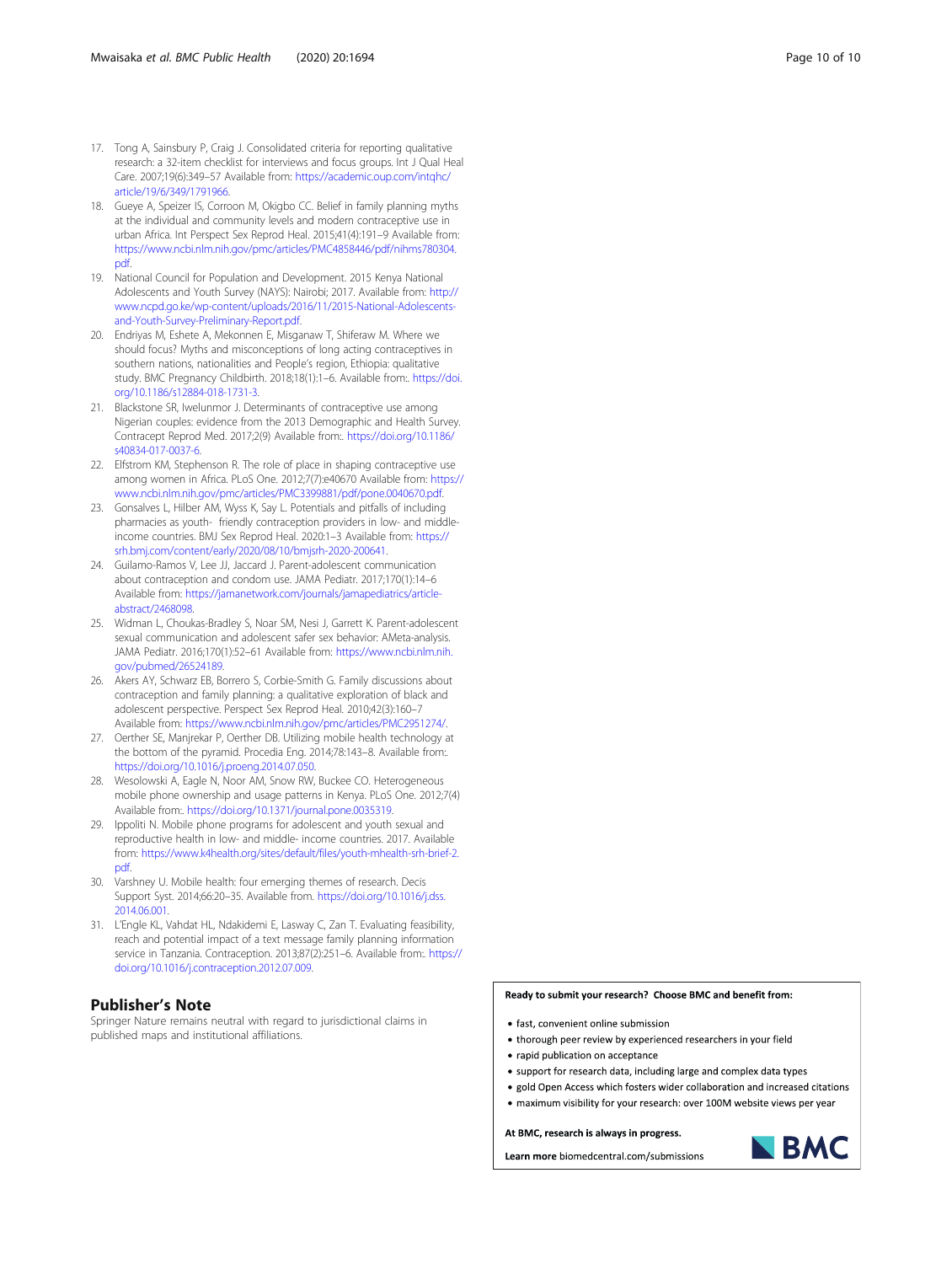17. Tong A, Sainsbury P, Craig J. Consolidated criteria for reporting qualitative research: a 32-item checklist for interviews and focus groups. Int J Qual Heal Care. 2007;19(6):349–57 Available from: https://academic.oup.com/intqhc/article/19/6/349/1791966.
18. Gueye A, Speizer IS, Corroon M, Okigbo CC. Belief in family planning myths at the individual and community levels and modern contraceptive use in urban Africa. Int Perspect Sex Reprod Heal. 2015;41(4):191–9 Available from: https://www.ncbi.nlm.nih.gov/pmc/articles/PMC4858446/pdf/nihms780304.pdf.
19. National Council for Population and Development. 2015 Kenya National Adolescents and Youth Survey (NAYS): Nairobi; 2017. Available from: http://www.ncpd.go.ke/wp-content/uploads/2016/11/2015-National-Adolescents-and-Youth-Survey-Preliminary-Report.pdf.
20. Endriyas M, Eshete A, Mekonnen E, Misganaw T, Shiferaw M. Where we should focus? Myths and misconceptions of long acting contraceptives in southern nations, nationalities and People's region, Ethiopia: qualitative study. BMC Pregnancy Childbirth. 2018;18(1):1–6. Available from:. https://doi.org/10.1186/s12884-018-1731-3.
21. Blackstone SR, Iwelunmor J. Determinants of contraceptive use among Nigerian couples: evidence from the 2013 Demographic and Health Survey. Contracept Reprod Med. 2017;2(9) Available from:. https://doi.org/10.1186/s40834-017-0037-6.
22. Elfstrom KM, Stephenson R. The role of place in shaping contraceptive use among women in Africa. PLoS One. 2012;7(7):e40670 Available from: https://www.ncbi.nlm.nih.gov/pmc/articles/PMC3399881/pdf/pone.0040670.pdf.
23. Gonsalves L, Hilber AM, Wyss K, Say L. Potentials and pitfalls of including pharmacies as youth- friendly contraception providers in low- and middle-income countries. BMJ Sex Reprod Heal. 2020:1–3 Available from: https://srh.bmj.com/content/early/2020/08/10/bmjsrh-2020-200641.
24. Guilamo-Ramos V, Lee JJ, Jaccard J. Parent-adolescent communication about contraception and condom use. JAMA Pediatr. 2017;170(1):14–6 Available from: https://jamanetwork.com/journals/jamapediatrics/article-abstract/2468098.
25. Widman L, Choukas-Bradley S, Noar SM, Nesi J, Garrett K. Parent-adolescent sexual communication and adolescent safer sex behavior: AMeta-analysis. JAMA Pediatr. 2016;170(1):52–61 Available from: https://www.ncbi.nlm.nih.gov/pubmed/26524189.
26. Akers AY, Schwarz EB, Borrero S, Corbie-Smith G. Family discussions about contraception and family planning: a qualitative exploration of black and adolescent perspective. Perspect Sex Reprod Heal. 2010;42(3):160–7 Available from: https://www.ncbi.nlm.nih.gov/pmc/articles/PMC2951274/.
27. Oerther SE, Manjrekar P, Oerther DB. Utilizing mobile health technology at the bottom of the pyramid. Procedia Eng. 2014;78:143–8. Available from:. https://doi.org/10.1016/j.proeng.2014.07.050.
28. Wesolowski A, Eagle N, Noor AM, Snow RW, Buckee CO. Heterogeneous mobile phone ownership and usage patterns in Kenya. PLoS One. 2012;7(4) Available from:. https://doi.org/10.1371/journal.pone.0035319.
29. Ippoliti N. Mobile phone programs for adolescent and youth sexual and reproductive health in low- and middle- income countries. 2017. Available from: https://www.k4health.org/sites/default/files/youth-mhealth-srh-brief-2.pdf.
30. Varshney U. Mobile health: four emerging themes of research. Decis Support Syst. 2014;66:20–35. Available from. https://doi.org/10.1016/j.dss.2014.06.001.
31. L'Engle KL, Vahdat HL, Ndakidemi E, Lasway C, Zan T. Evaluating feasibility, reach and potential impact of a text message family planning information service in Tanzania. Contraception. 2013;87(2):251–6. Available from:. https://doi.org/10.1016/j.contraception.2012.07.009.

## Publisher's Note

Springer Nature remains neutral with regard to jurisdictional claims in published maps and institutional affiliations.

**Ready to submit your research? Choose BMC and benefit from:**

- fast, convenient online submission
- thorough peer review by experienced researchers in your field
- rapid publication on acceptance
- support for research data, including large and complex data types
- gold Open Access which fosters wider collaboration and increased citations
- maximum visibility for your research: over 100M website views per year

**At BMC, research is always in progress.**

**Learn more** biomedcentral.com/submissions

BMC